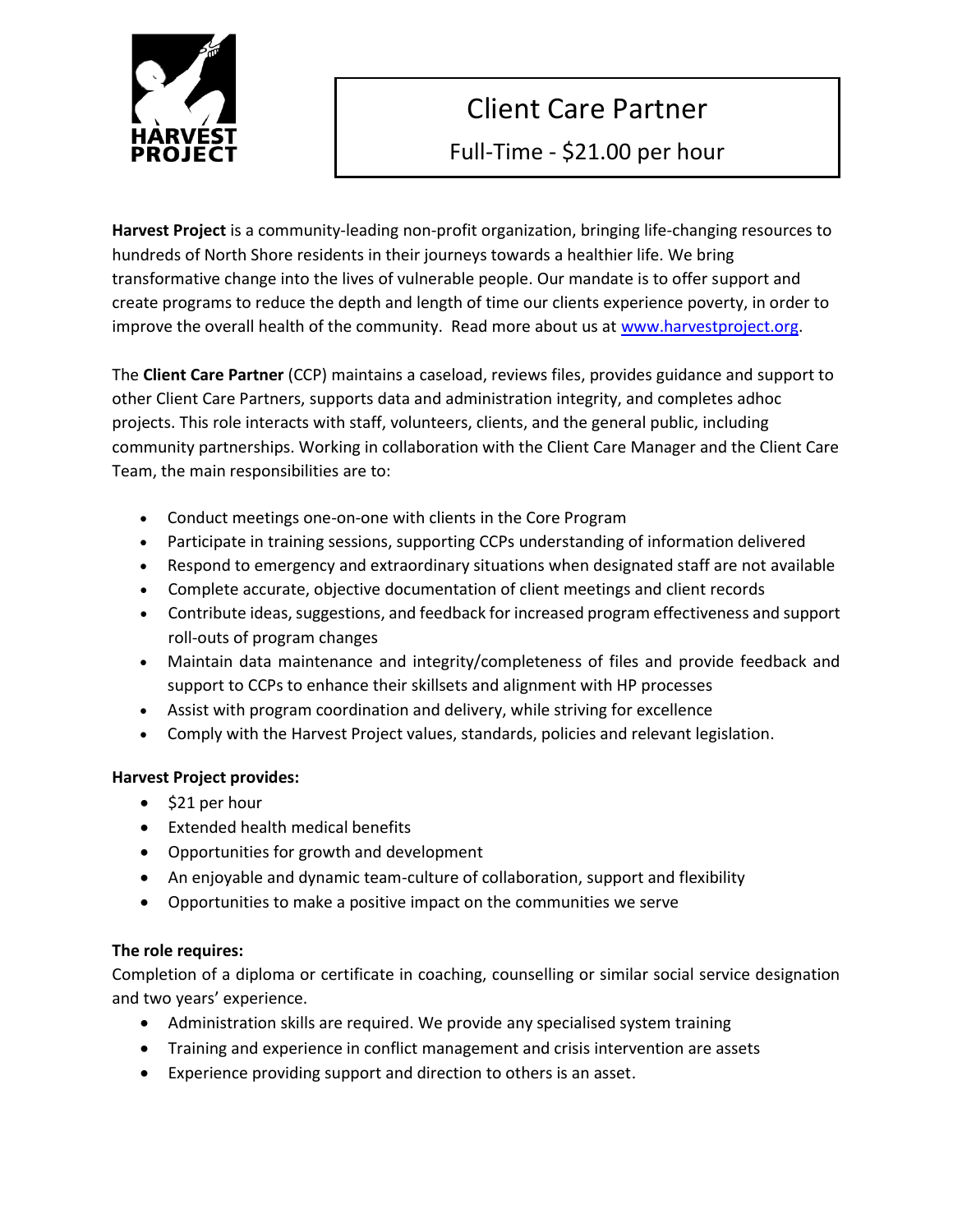HARVEST PROJECT

# Client Care Partner

## Full-Time - $21.00 per hour

**Harvest Project** is a community-leading non-profit organization, bringing life-changing resources to hundreds of North Shore residents in their journeys towards a healthier life. We bring transformative change into the lives of vulnerable people. Our mandate is to offer support and create programs to reduce the depth and length of time our clients experience poverty, in order to improve the overall health of the community. Read more about us at www.harvestproject.org.

The **Client Care Partner** (CCP) maintains a caseload, reviews files, provides guidance and support to other Client Care Partners, supports data and administration integrity, and completes adhoc projects. This role interacts with staff, volunteers, clients, and the general public, including community partnerships. Working in collaboration with the Client Care Manager and the Client Care Team, the main responsibilities are to:

- Conduct meetings one-on-one with clients in the Core Program
- Participate in training sessions, supporting CCPs understanding of information delivered
- Respond to emergency and extraordinary situations when designated staff are not available
- Complete accurate, objective documentation of client meetings and client records
- Contribute ideas, suggestions, and feedback for increased program effectiveness and support roll-outs of program changes
- Maintain data maintenance and integrity/completeness of files and provide feedback and support to CCPs to enhance their skillsets and alignment with HP processes
- Assist with program coordination and delivery, while striving for excellence
- Comply with the Harvest Project values, standards, policies and relevant legislation.

**Harvest Project provides:**

- $21 per hour
- Extended health medical benefits
- Opportunities for growth and development
- An enjoyable and dynamic team-culture of collaboration, support and flexibility
- Opportunities to make a positive impact on the communities we serve

**The role requires:**

Completion of a diploma or certificate in coaching, counselling or similar social service designation and two years' experience.

- Administration skills are required. We provide any specialised system training
- Training and experience in conflict management and crisis intervention are assets
- Experience providing support and direction to others is an asset.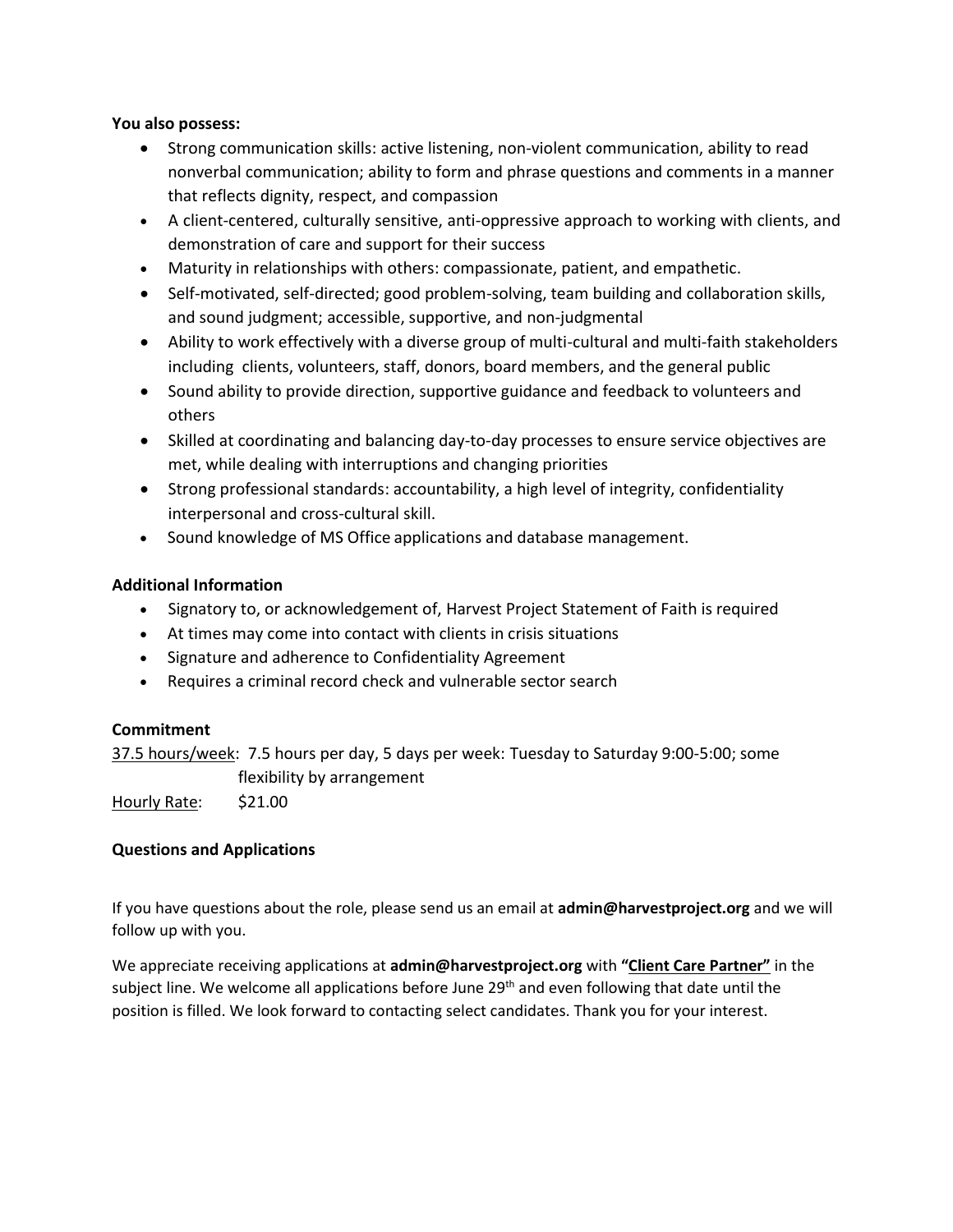**You also possess:**

- Strong communication skills: active listening, non-violent communication, ability to read nonverbal communication; ability to form and phrase questions and comments in a manner that reflects dignity, respect, and compassion
- A client-centered, culturally sensitive, anti-oppressive approach to working with clients, and demonstration of care and support for their success
- Maturity in relationships with others: compassionate, patient, and empathetic.
- Self-motivated, self-directed; good problem-solving, team building and collaboration skills, and sound judgment; accessible, supportive, and non-judgmental
- Ability to work effectively with a diverse group of multi-cultural and multi-faith stakeholders including clients, volunteers, staff, donors, board members, and the general public
- Sound ability to provide direction, supportive guidance and feedback to volunteers and others
- Skilled at coordinating and balancing day-to-day processes to ensure service objectives are met, while dealing with interruptions and changing priorities
- Strong professional standards: accountability, a high level of integrity, confidentiality interpersonal and cross-cultural skill.
- Sound knowledge of MS Office applications and database management.

### Additional Information

- Signatory to, or acknowledgement of, Harvest Project Statement of Faith is required
- At times may come into contact with clients in crisis situations
- Signature and adherence to Confidentiality Agreement
- Requires a criminal record check and vulnerable sector search

### Commitment

37.5 hours/week: 7.5 hours per day, 5 days per week: Tuesday to Saturday 9:00-5:00; some flexibility by arrangement

Hourly Rate: $21.00

### Questions and Applications

If you have questions about the role, please send us an email at **admin@harvestproject.org** and we will follow up with you.

We appreciate receiving applications at **admin@harvestproject.org** with **"Client Care Partner"** in the subject line. We welcome all applications before June 29th and even following that date until the position is filled. We look forward to contacting select candidates. Thank you for your interest.